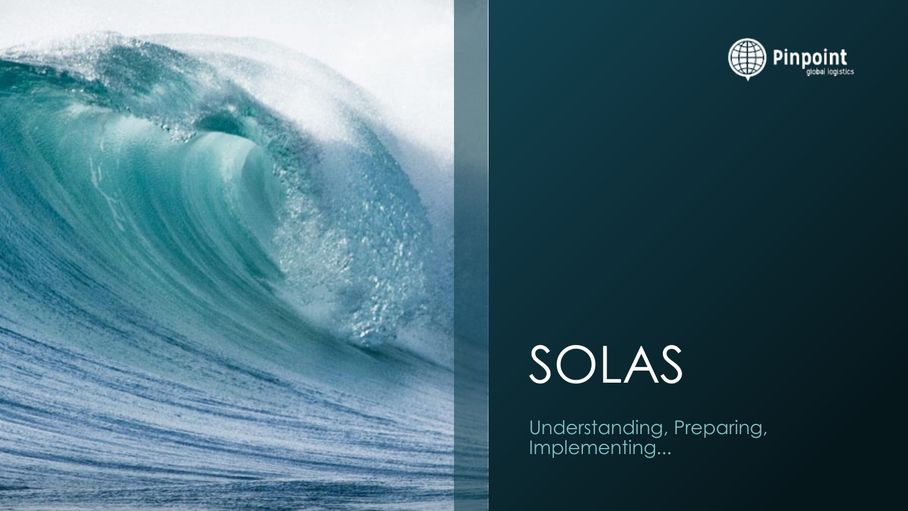Pinpoint
global logistics

# SOLAS

Understanding, Preparing, Implementing...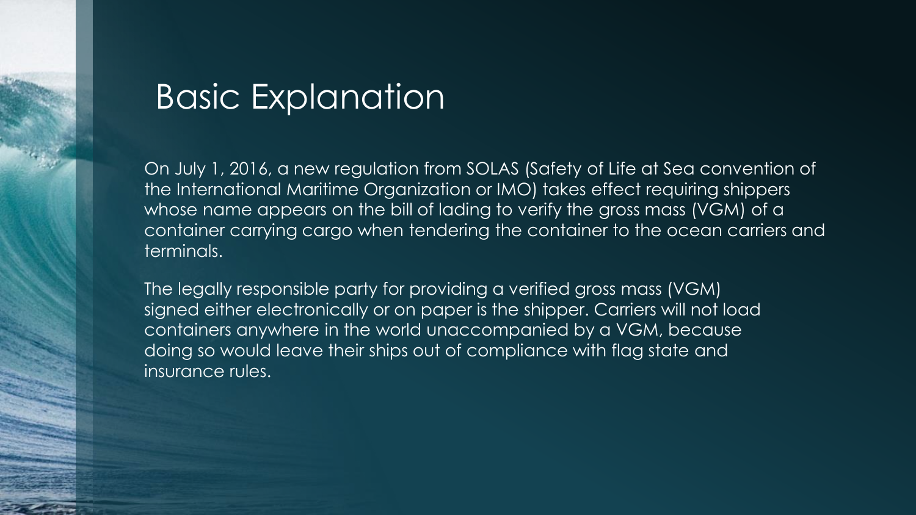# Basic Explanation

On July 1, 2016, a new regulation from SOLAS (Safety of Life at Sea convention of the International Maritime Organization or IMO) takes effect requiring shippers whose name appears on the bill of lading to verify the gross mass (VGM) of a container carrying cargo when tendering the container to the ocean carriers and terminals.

The legally responsible party for providing a verified gross mass (VGM) signed either electronically or on paper is the shipper. Carriers will not load containers anywhere in the world unaccompanied by a VGM, because doing so would leave their ships out of compliance with flag state and insurance rules.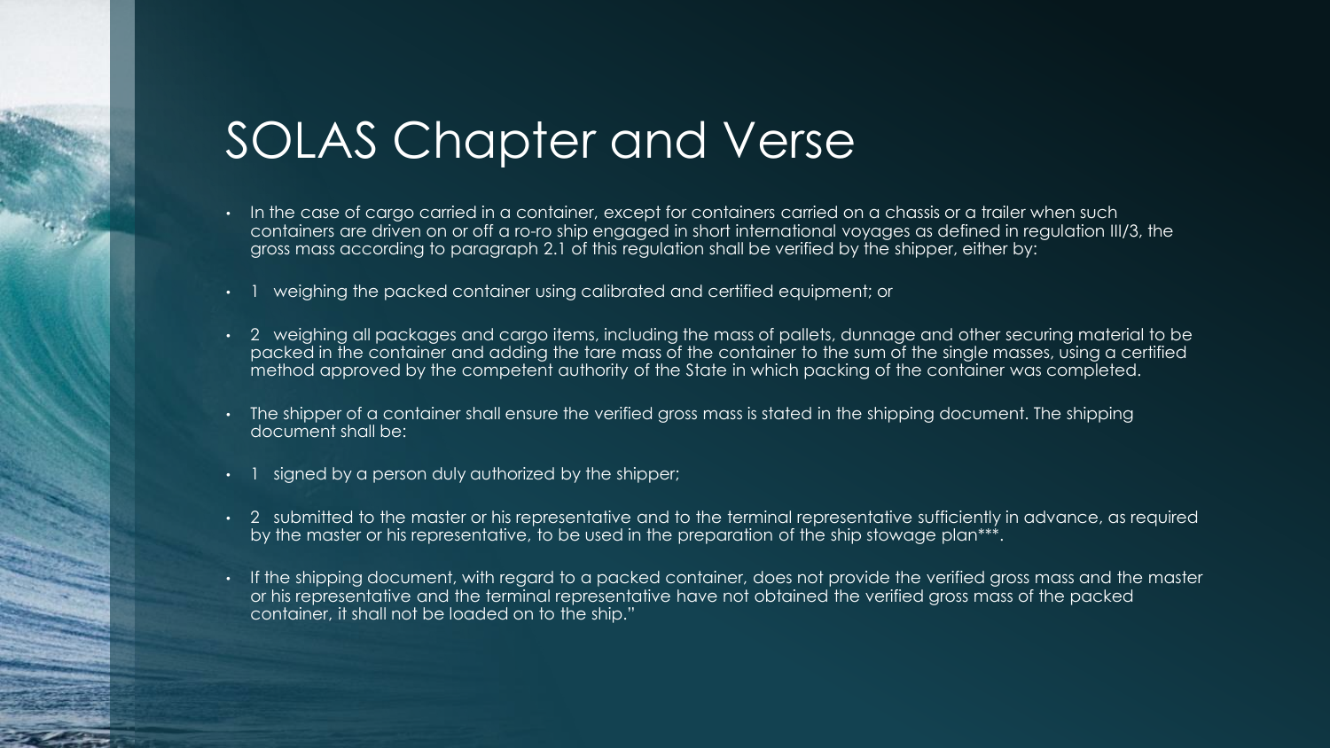# SOLAS Chapter and Verse

- In the case of cargo carried in a container, except for containers carried on a chassis or a trailer when such containers are driven on or off a ro-ro ship engaged in short international voyages as defined in regulation III/3, the gross mass according to paragraph 2.1 of this regulation shall be verified by the shipper, either by:
- 1 weighing the packed container using calibrated and certified equipment; or
- 2 weighing all packages and cargo items, including the mass of pallets, dunnage and other securing material to be packed in the container and adding the tare mass of the container to the sum of the single masses, using a certified method approved by the competent authority of the State in which packing of the container was completed.
- The shipper of a container shall ensure the verified gross mass is stated in the shipping document. The shipping document shall be:
- 1 signed by a person duly authorized by the shipper;
- 2 submitted to the master or his representative and to the terminal representative sufficiently in advance, as required by the master or his representative, to be used in the preparation of the ship stowage plan***.
- If the shipping document, with regard to a packed container, does not provide the verified gross mass and the master or his representative and the terminal representative have not obtained the verified gross mass of the packed container, it shall not be loaded on to the ship."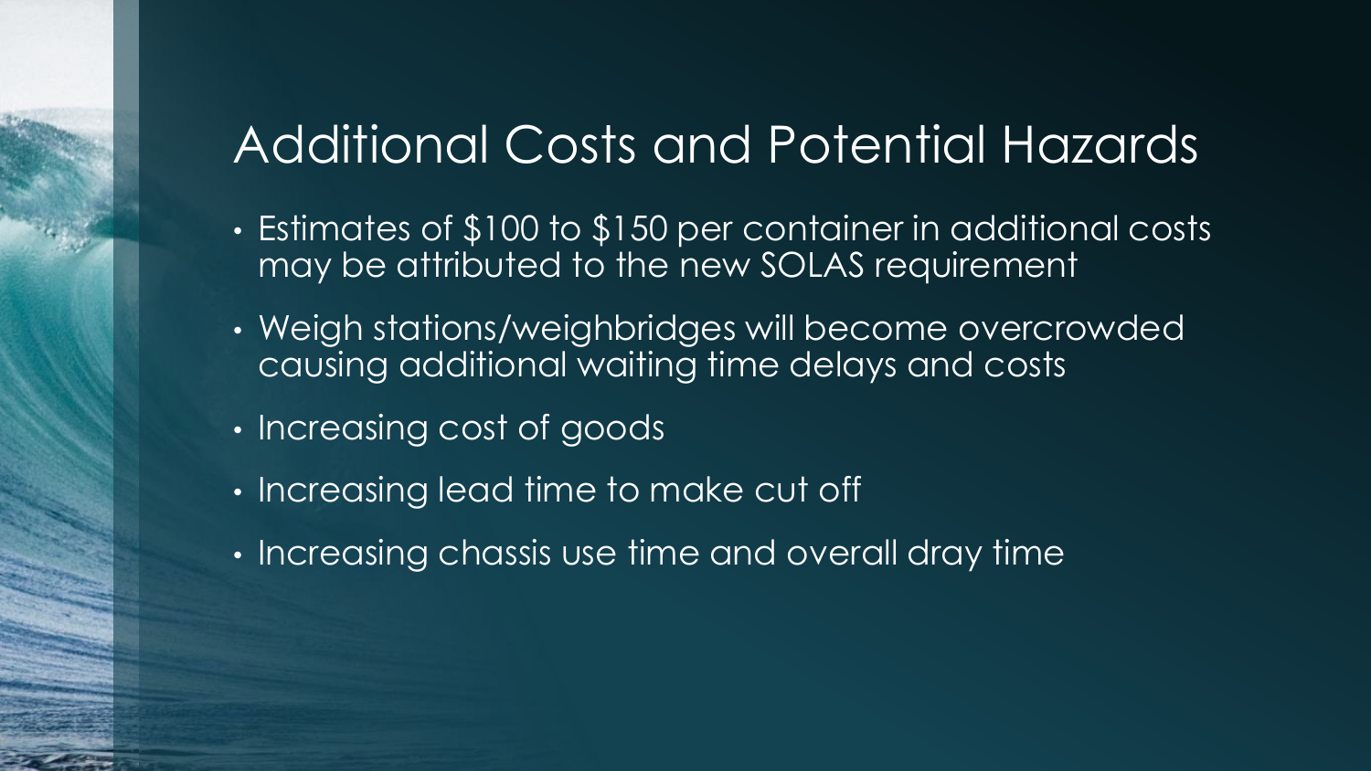# Additional Costs and Potential Hazards

- Estimates of $100 to $150 per container in additional costs may be attributed to the new SOLAS requirement
- Weigh stations/weighbridges will become overcrowded causing additional waiting time delays and costs
- Increasing cost of goods
- Increasing lead time to make cut off
- Increasing chassis use time and overall dray time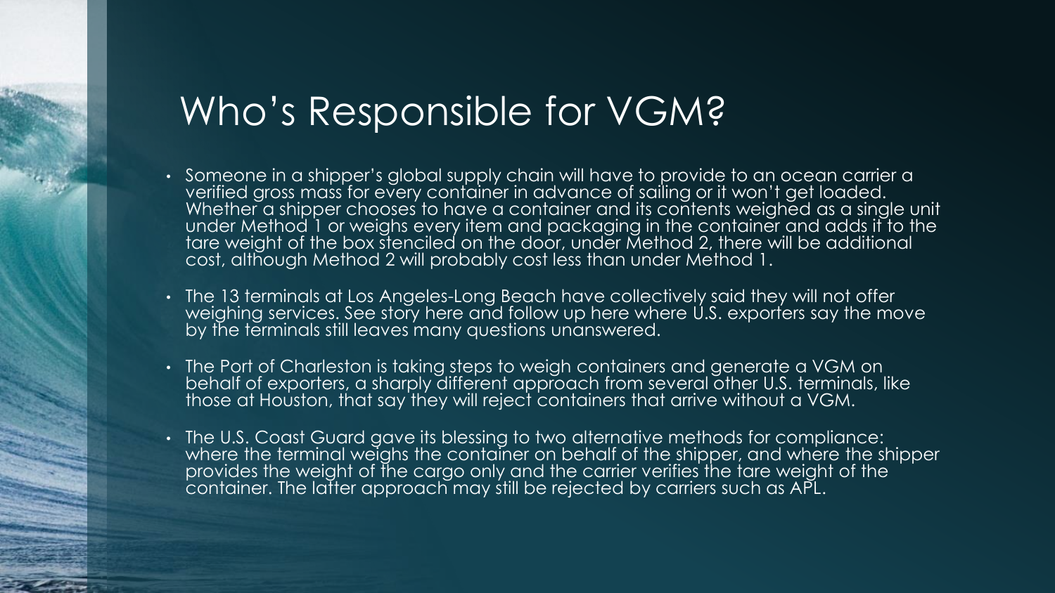# Who's Responsible for VGM?

- Someone in a shipper's global supply chain will have to provide to an ocean carrier a verified gross mass for every container in advance of sailing or it won't get loaded. Whether a shipper chooses to have a container and its contents weighed as a single unit under Method 1 or weighs every item and packaging in the container and adds it to the tare weight of the box stenciled on the door, under Method 2, there will be additional cost, although Method 2 will probably cost less than under Method 1.
- The 13 terminals at Los Angeles-Long Beach have collectively said they will not offer weighing services. See story here and follow up here where U.S. exporters say the move by the terminals still leaves many questions unanswered.
- The Port of Charleston is taking steps to weigh containers and generate a VGM on behalf of exporters, a sharply different approach from several other U.S. terminals, like those at Houston, that say they will reject containers that arrive without a VGM.
- The U.S. Coast Guard gave its blessing to two alternative methods for compliance: where the terminal weighs the container on behalf of the shipper, and where the shipper provides the weight of the cargo only and the carrier verifies the tare weight of the container. The latter approach may still be rejected by carriers such as APL.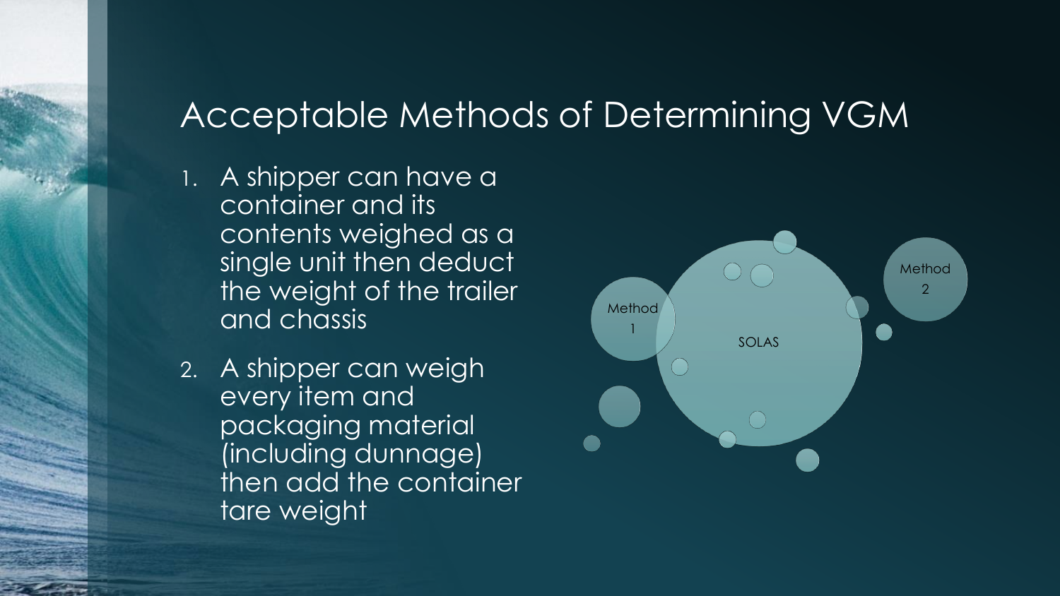# Acceptable Methods of Determining VGM

1. A shipper can have a container and its contents weighed as a single unit then deduct the weight of the trailer and chassis
2. A shipper can weigh every item and packaging material (including dunnage) then add the container tare weight

Method 1

SOLAS

Method 2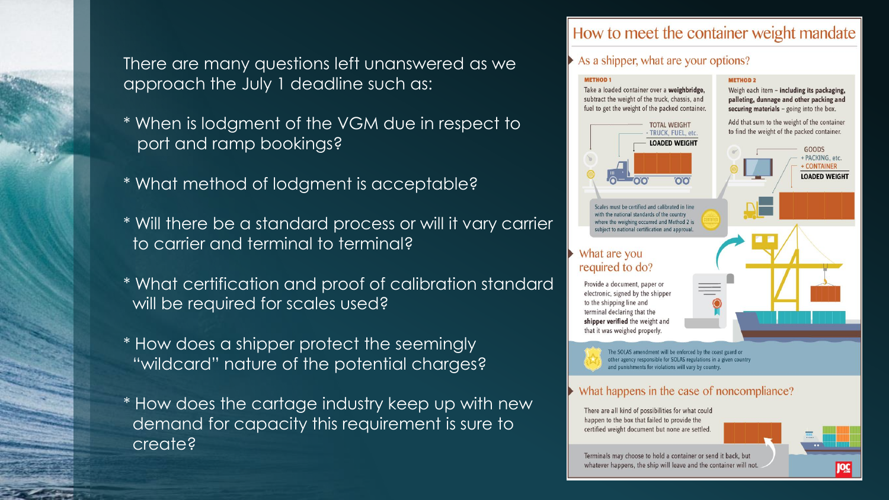There are many questions left unanswered as we approach the July 1 deadline such as:

* When is lodgment of the VGM due in respect to port and ramp bookings?

* What method of lodgment is acceptable?

* Will there be a standard process or will it vary carrier to carrier and terminal to terminal?

* What certification and proof of calibration standard will be required for scales used?

* How does a shipper protect the seemingly "wildcard" nature of the potential charges?

* How does the cartage industry keep up with new demand for capacity this requirement is sure to create?

## How to meet the container weight mandate

### As a shipper, what are your options?

**METHOD 1**

Take a loaded container over a **weighbridge**, subtract the weight of the truck, chassis, and fuel to get the weight of the packed container.

TOTAL WEIGHT
- TRUCK, FUEL, etc.
LOADED WEIGHT

**METHOD 2**

Weigh each item – **including its packaging, palleting, dunnage and other packing and securing materials** – going into the box.

Add that sum to the weight of the container to find the weight of the packed container.

GOODS
+ PACKING, etc.
+ CONTAINER
LOADED WEIGHT

Scales must be certified and calibrated in line with the national standards of the country where the weighing occurred and Method 2 is subject to national certification and approval.

### What are you required to do?

Provide a document, paper or electronic, signed by the shipper to the shipping line and terminal declaring that the **shipper verified** the weight and that it was weighed properly.

The SOLAS amendment will be enforced by the coast guard or other agency responsible for SOLAS regulations in a given country and punishments for violations will vary by country.

### What happens in the case of noncompliance?

There are all kind of possibilities for what could happen to the box that failed to provide the certified weight document but none are settled.

Terminals may choose to hold a container or send it back, but whatever happens, the ship will leave and the container will not.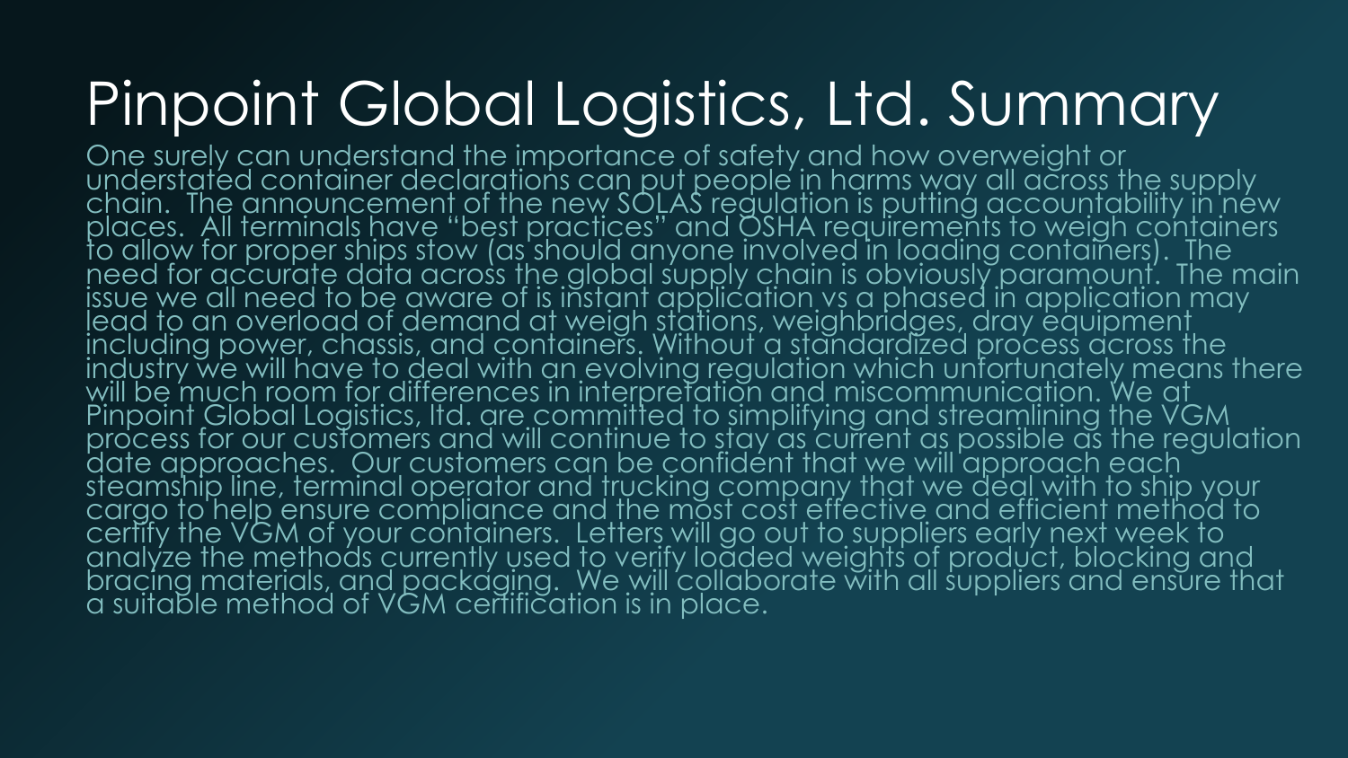# Pinpoint Global Logistics, Ltd. Summary

One surely can understand the importance of safety and how overweight or understated container declarations can put people in harms way all across the supply chain. The announcement of the new SOLAS regulation is putting accountability in new places. All terminals have "best practices" and OSHA requirements to weigh containers to allow for proper ships stow (as should anyone involved in loading containers). The need for accurate data across the global supply chain is obviously paramount. The main issue we all need to be aware of is instant application vs a phased in application may lead to an overload of demand at weigh stations, weighbridges, dray equipment including power, chassis, and containers. Without a standardized process across the industry we will have to deal with an evolving regulation which unfortunately means there will be much room for differences in interpretation and miscommunication. We at Pinpoint Global Logistics, ltd. are committed to simplifying and streamlining the VGM process for our customers and will continue to stay as current as possible as the regulation date approaches. Our customers can be confident that we will approach each steamship line, terminal operator and trucking company that we deal with to ship your cargo to help ensure compliance and the most cost effective and efficient method to certify the VGM of your containers. Letters will go out to suppliers early next week to analyze the methods currently used to verify loaded weights of product, blocking and bracing materials, and packaging. We will collaborate with all suppliers and ensure that a suitable method of VGM certification is in place.